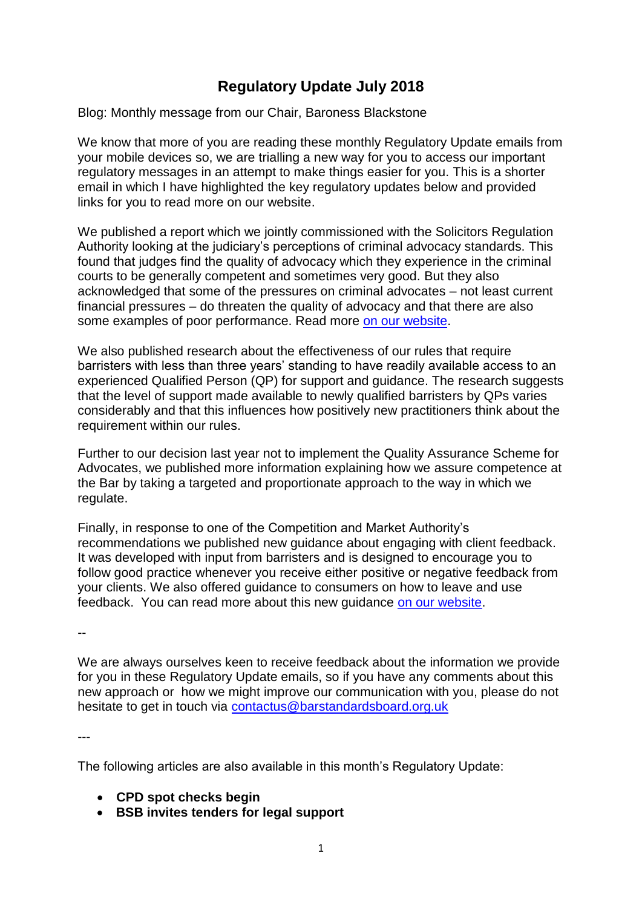# Regulatory Update July 2018

Blog: Monthly message from our Chair, Baroness Blackstone

We know that more of you are reading these monthly Regulatory Update emails from your mobile devices so, we are trialling a new way for you to access our important regulatory messages in an attempt to make things easier for you. This is a shorter email in which I have highlighted the key regulatory updates below and provided links for you to read more on our website.

We published a report which we jointly commissioned with the Solicitors Regulation Authority looking at the judiciary's perceptions of criminal advocacy standards. This found that judges find the quality of advocacy which they experience in the criminal courts to be generally competent and sometimes very good. But they also acknowledged that some of the pressures on criminal advocates – not least current financial pressures – do threaten the quality of advocacy and that there are also some examples of poor performance. Read more on our website.

We also published research about the effectiveness of our rules that require barristers with less than three years' standing to have readily available access to an experienced Qualified Person (QP) for support and guidance. The research suggests that the level of support made available to newly qualified barristers by QPs varies considerably and that this influences how positively new practitioners think about the requirement within our rules.

Further to our decision last year not to implement the Quality Assurance Scheme for Advocates, we published more information explaining how we assure competence at the Bar by taking a targeted and proportionate approach to the way in which we regulate.

Finally, in response to one of the Competition and Market Authority's recommendations we published new guidance about engaging with client feedback. It was developed with input from barristers and is designed to encourage you to follow good practice whenever you receive either positive or negative feedback from your clients. We also offered guidance to consumers on how to leave and use feedback. You can read more about this new guidance on our website.

--

We are always ourselves keen to receive feedback about the information we provide for you in these Regulatory Update emails, so if you have any comments about this new approach or how we might improve our communication with you, please do not hesitate to get in touch via contactus@barstandardsboard.org.uk

---

The following articles are also available in this month's Regulatory Update:

- **CPD spot checks begin**
- **BSB invites tenders for legal support**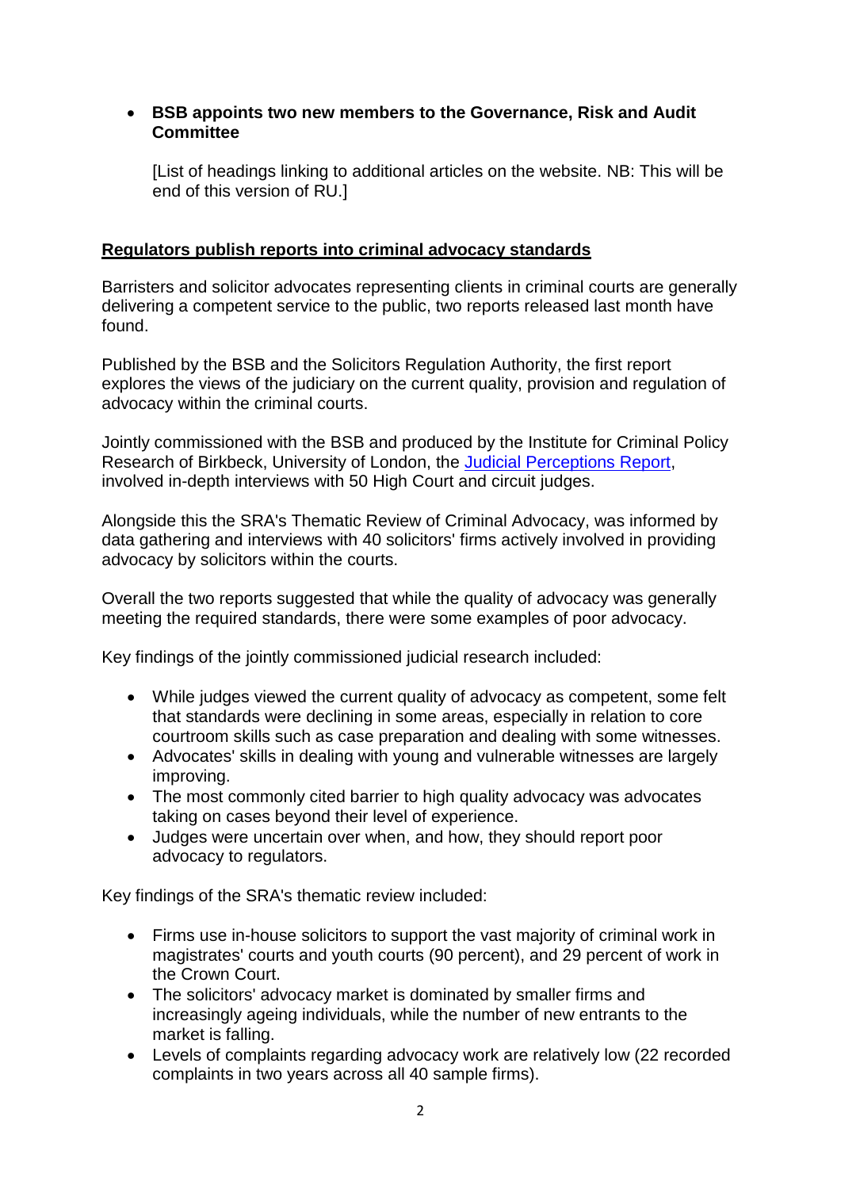- **BSB appoints two new members to the Governance, Risk and Audit Committee**

  [List of headings linking to additional articles on the website. NB: This will be end of this version of RU.]

## Regulators publish reports into criminal advocacy standards

Barristers and solicitor advocates representing clients in criminal courts are generally delivering a competent service to the public, two reports released last month have found.

Published by the BSB and the Solicitors Regulation Authority, the first report explores the views of the judiciary on the current quality, provision and regulation of advocacy within the criminal courts.

Jointly commissioned with the BSB and produced by the Institute for Criminal Policy Research of Birkbeck, University of London, the Judicial Perceptions Report, involved in-depth interviews with 50 High Court and circuit judges.

Alongside this the SRA's Thematic Review of Criminal Advocacy, was informed by data gathering and interviews with 40 solicitors' firms actively involved in providing advocacy by solicitors within the courts.

Overall the two reports suggested that while the quality of advocacy was generally meeting the required standards, there were some examples of poor advocacy.

Key findings of the jointly commissioned judicial research included:

- While judges viewed the current quality of advocacy as competent, some felt that standards were declining in some areas, especially in relation to core courtroom skills such as case preparation and dealing with some witnesses.
- Advocates' skills in dealing with young and vulnerable witnesses are largely improving.
- The most commonly cited barrier to high quality advocacy was advocates taking on cases beyond their level of experience.
- Judges were uncertain over when, and how, they should report poor advocacy to regulators.

Key findings of the SRA's thematic review included:

- Firms use in-house solicitors to support the vast majority of criminal work in magistrates' courts and youth courts (90 percent), and 29 percent of work in the Crown Court.
- The solicitors' advocacy market is dominated by smaller firms and increasingly ageing individuals, while the number of new entrants to the market is falling.
- Levels of complaints regarding advocacy work are relatively low (22 recorded complaints in two years across all 40 sample firms).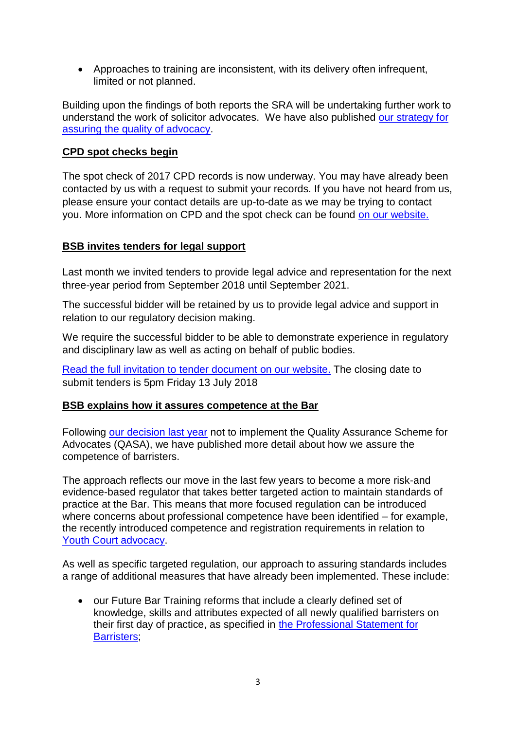- Approaches to training are inconsistent, with its delivery often infrequent, limited or not planned.

Building upon the findings of both reports the SRA will be undertaking further work to understand the work of solicitor advocates. We have also published our strategy for assuring the quality of advocacy.

## CPD spot checks begin

The spot check of 2017 CPD records is now underway. You may have already been contacted by us with a request to submit your records. If you have not heard from us, please ensure your contact details are up-to-date as we may be trying to contact you. More information on CPD and the spot check can be found on our website.

## BSB invites tenders for legal support

Last month we invited tenders to provide legal advice and representation for the next three-year period from September 2018 until September 2021.

The successful bidder will be retained by us to provide legal advice and support in relation to our regulatory decision making.

We require the successful bidder to be able to demonstrate experience in regulatory and disciplinary law as well as acting on behalf of public bodies.

Read the full invitation to tender document on our website. The closing date to submit tenders is 5pm Friday 13 July 2018

## BSB explains how it assures competence at the Bar

Following our decision last year not to implement the Quality Assurance Scheme for Advocates (QASA), we have published more detail about how we assure the competence of barristers.

The approach reflects our move in the last few years to become a more risk-and evidence-based regulator that takes better targeted action to maintain standards of practice at the Bar. This means that more focused regulation can be introduced where concerns about professional competence have been identified – for example, the recently introduced competence and registration requirements in relation to Youth Court advocacy.

As well as specific targeted regulation, our approach to assuring standards includes a range of additional measures that have already been implemented. These include:

- our Future Bar Training reforms that include a clearly defined set of knowledge, skills and attributes expected of all newly qualified barristers on their first day of practice, as specified in the Professional Statement for Barristers;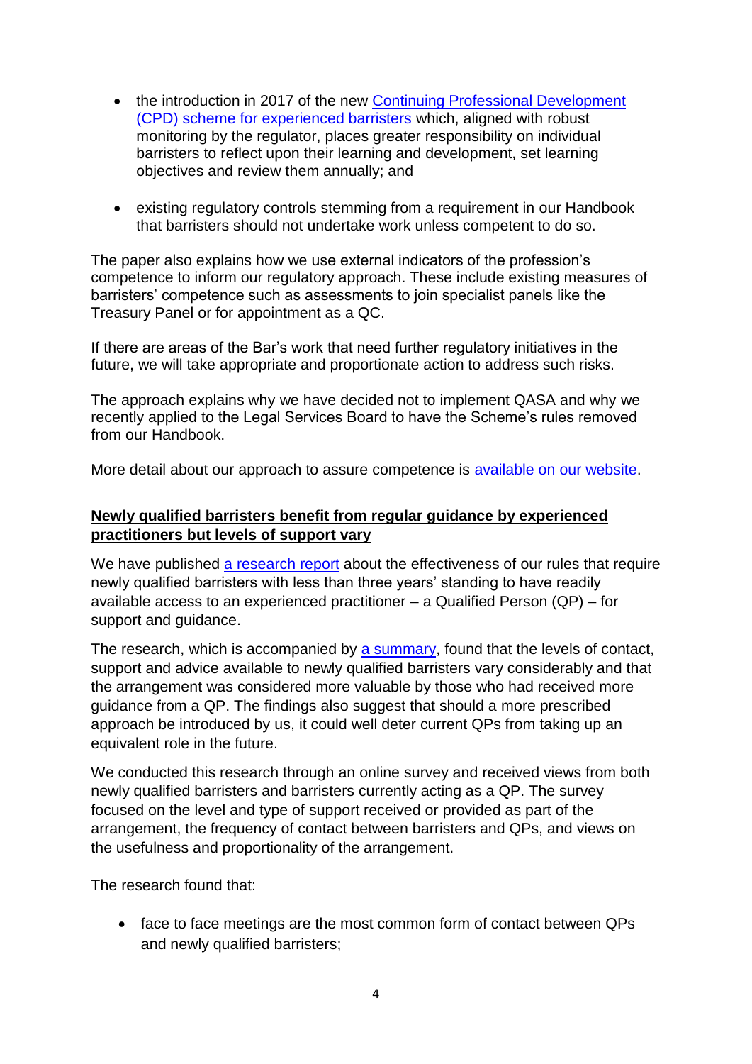- the introduction in 2017 of the new [Continuing Professional Development (CPD) scheme for experienced barristers]() which, aligned with robust monitoring by the regulator, places greater responsibility on individual barristers to reflect upon their learning and development, set learning objectives and review them annually; and

- existing regulatory controls stemming from a requirement in our Handbook that barristers should not undertake work unless competent to do so.

The paper also explains how we use external indicators of the profession's competence to inform our regulatory approach. These include existing measures of barristers' competence such as assessments to join specialist panels like the Treasury Panel or for appointment as a QC.

If there are areas of the Bar's work that need further regulatory initiatives in the future, we will take appropriate and proportionate action to address such risks.

The approach explains why we have decided not to implement QASA and why we recently applied to the Legal Services Board to have the Scheme's rules removed from our Handbook.

More detail about our approach to assure competence is [available on our website]().

**Newly qualified barristers benefit from regular guidance by experienced practitioners but levels of support vary**

We have published [a research report]() about the effectiveness of our rules that require newly qualified barristers with less than three years' standing to have readily available access to an experienced practitioner – a Qualified Person (QP) – for support and guidance.

The research, which is accompanied by [a summary](), found that the levels of contact, support and advice available to newly qualified barristers vary considerably and that the arrangement was considered more valuable by those who had received more guidance from a QP. The findings also suggest that should a more prescribed approach be introduced by us, it could well deter current QPs from taking up an equivalent role in the future.

We conducted this research through an online survey and received views from both newly qualified barristers and barristers currently acting as a QP. The survey focused on the level and type of support received or provided as part of the arrangement, the frequency of contact between barristers and QPs, and views on the usefulness and proportionality of the arrangement.

The research found that:

- face to face meetings are the most common form of contact between QPs and newly qualified barristers;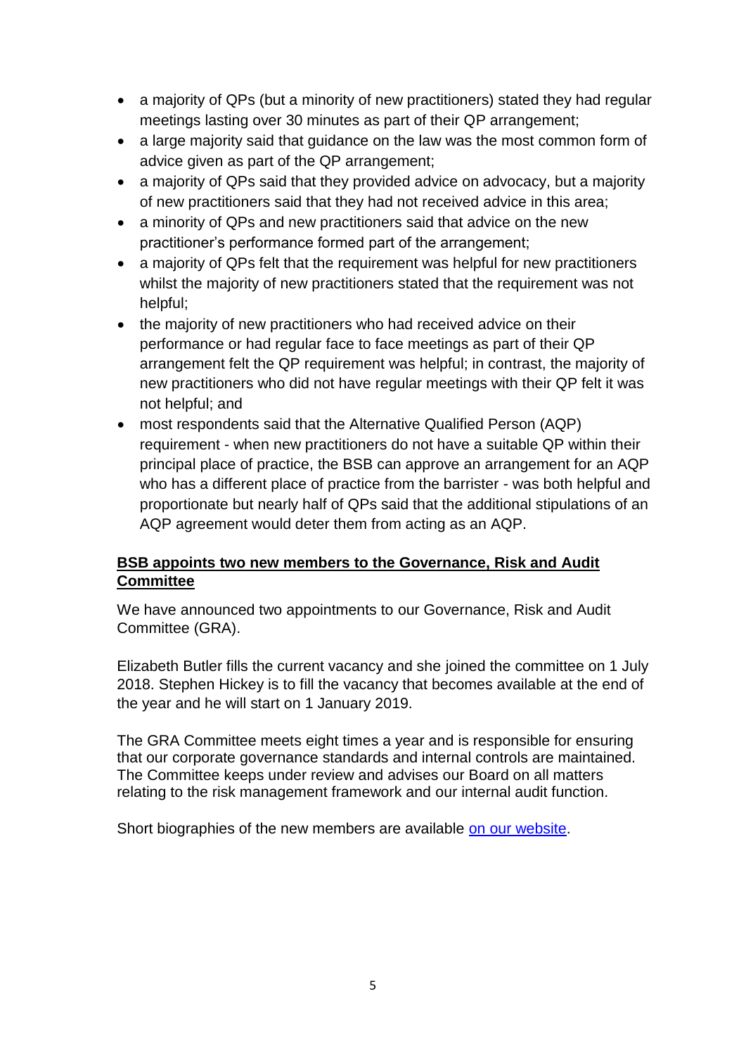- a majority of QPs (but a minority of new practitioners) stated they had regular meetings lasting over 30 minutes as part of their QP arrangement;
- a large majority said that guidance on the law was the most common form of advice given as part of the QP arrangement;
- a majority of QPs said that they provided advice on advocacy, but a majority of new practitioners said that they had not received advice in this area;
- a minority of QPs and new practitioners said that advice on the new practitioner's performance formed part of the arrangement;
- a majority of QPs felt that the requirement was helpful for new practitioners whilst the majority of new practitioners stated that the requirement was not helpful;
- the majority of new practitioners who had received advice on their performance or had regular face to face meetings as part of their QP arrangement felt the QP requirement was helpful; in contrast, the majority of new practitioners who did not have regular meetings with their QP felt it was not helpful; and
- most respondents said that the Alternative Qualified Person (AQP) requirement - when new practitioners do not have a suitable QP within their principal place of practice, the BSB can approve an arrangement for an AQP who has a different place of practice from the barrister - was both helpful and proportionate but nearly half of QPs said that the additional stipulations of an AQP agreement would deter them from acting as an AQP.

## BSB appoints two new members to the Governance, Risk and Audit Committee

We have announced two appointments to our Governance, Risk and Audit Committee (GRA).

Elizabeth Butler fills the current vacancy and she joined the committee on 1 July 2018. Stephen Hickey is to fill the vacancy that becomes available at the end of the year and he will start on 1 January 2019.

The GRA Committee meets eight times a year and is responsible for ensuring that our corporate governance standards and internal controls are maintained. The Committee keeps under review and advises our Board on all matters relating to the risk management framework and our internal audit function.

Short biographies of the new members are available on our website.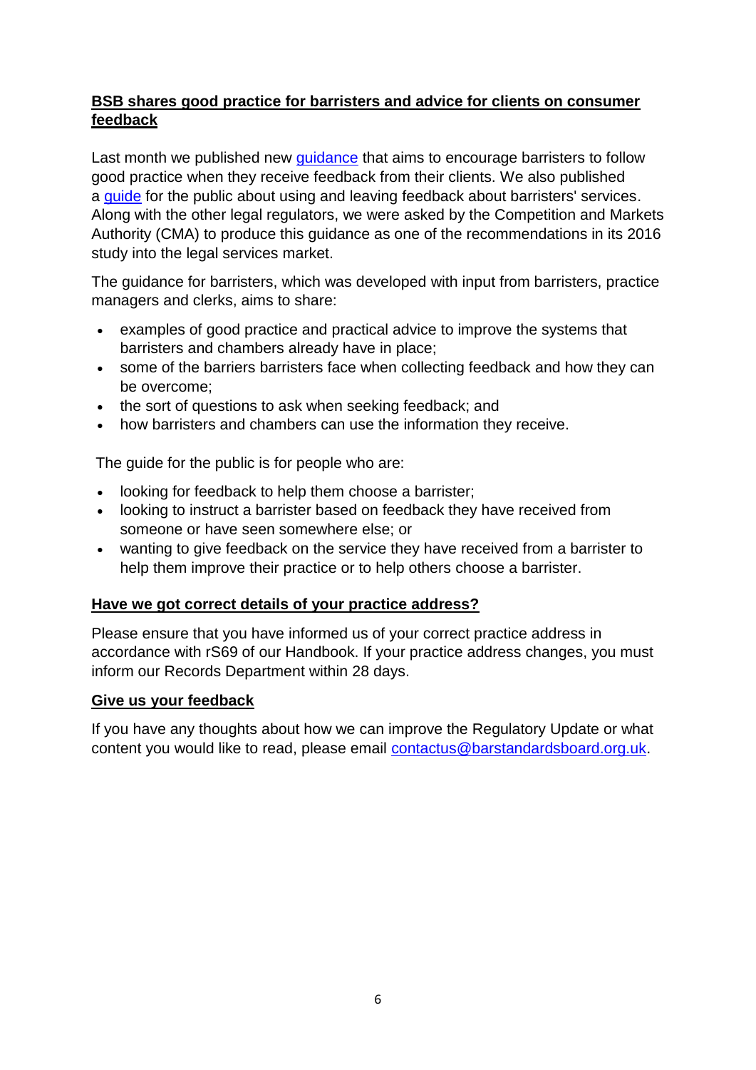## **BSB shares good practice for barristers and advice for clients on consumer feedback**

Last month we published new guidance that aims to encourage barristers to follow good practice when they receive feedback from their clients. We also published a guide for the public about using and leaving feedback about barristers' services. Along with the other legal regulators, we were asked by the Competition and Markets Authority (CMA) to produce this guidance as one of the recommendations in its 2016 study into the legal services market.

The guidance for barristers, which was developed with input from barristers, practice managers and clerks, aims to share:

- examples of good practice and practical advice to improve the systems that barristers and chambers already have in place;
- some of the barriers barristers face when collecting feedback and how they can be overcome;
- the sort of questions to ask when seeking feedback; and
- how barristers and chambers can use the information they receive.

The guide for the public is for people who are:

- looking for feedback to help them choose a barrister;
- looking to instruct a barrister based on feedback they have received from someone or have seen somewhere else; or
- wanting to give feedback on the service they have received from a barrister to help them improve their practice or to help others choose a barrister.

## **Have we got correct details of your practice address?**

Please ensure that you have informed us of your correct practice address in accordance with rS69 of our Handbook. If your practice address changes, you must inform our Records Department within 28 days.

## **Give us your feedback**

If you have any thoughts about how we can improve the Regulatory Update or what content you would like to read, please email contactus@barstandardsboard.org.uk.